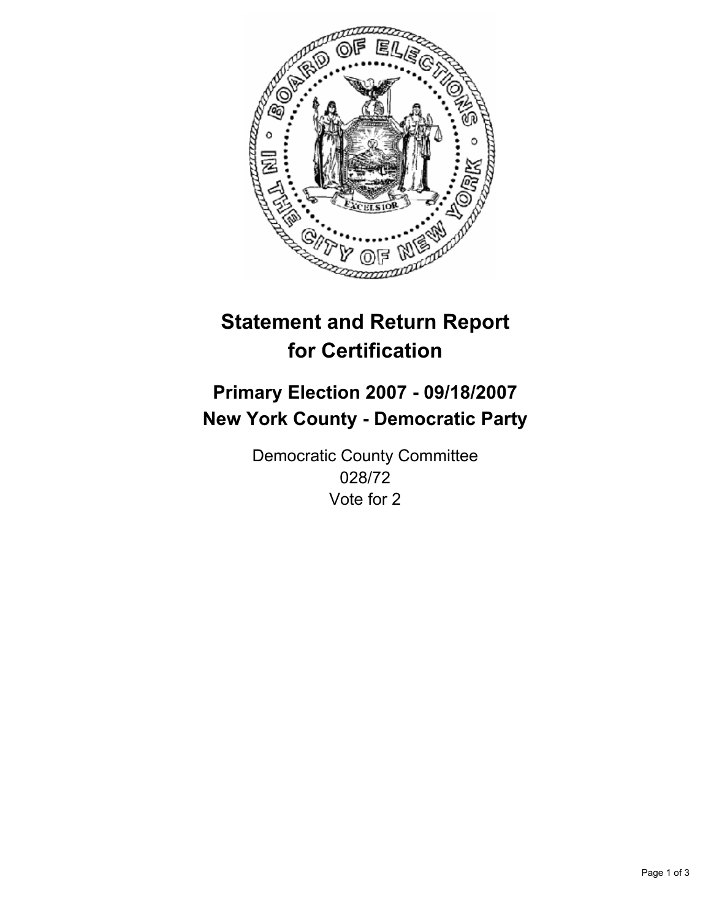# Statement and Return Report for Certification

## Primary Election 2007 - 09/18/2007
## New York County - Democratic Party

Democratic County Committee
028/72
Vote for 2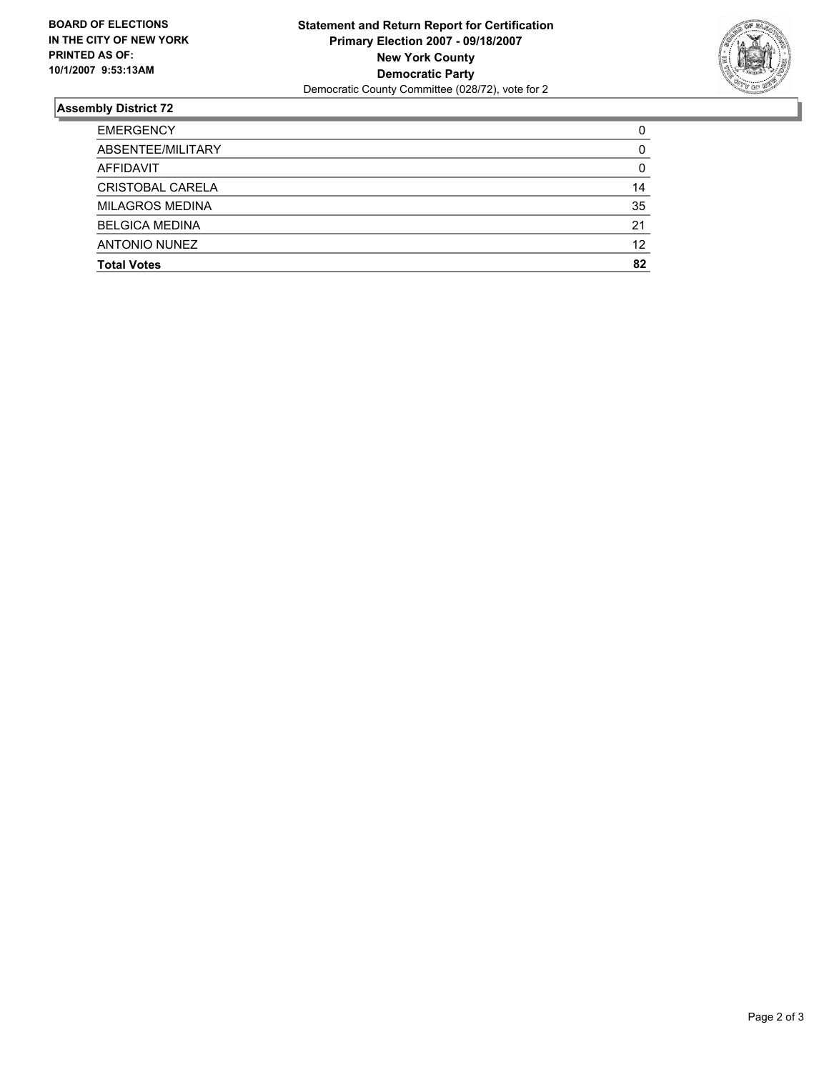**BOARD OF ELECTIONS IN THE CITY OF NEW YORK PRINTED AS OF: 10/1/2007 9:53:13AM**

**Statement and Return Report for Certification**
**Primary Election 2007 - 09/18/2007**
**New York County**
**Democratic Party**
Democratic County Committee (028/72), vote for 2

## Assembly District 72

| | |
|---|---|
| EMERGENCY | 0 |
| ABSENTEE/MILITARY | 0 |
| AFFIDAVIT | 0 |
| CRISTOBAL CARELA | 14 |
| MILAGROS MEDINA | 35 |
| BELGICA MEDINA | 21 |
| ANTONIO NUNEZ | 12 |
| **Total Votes** | **82** |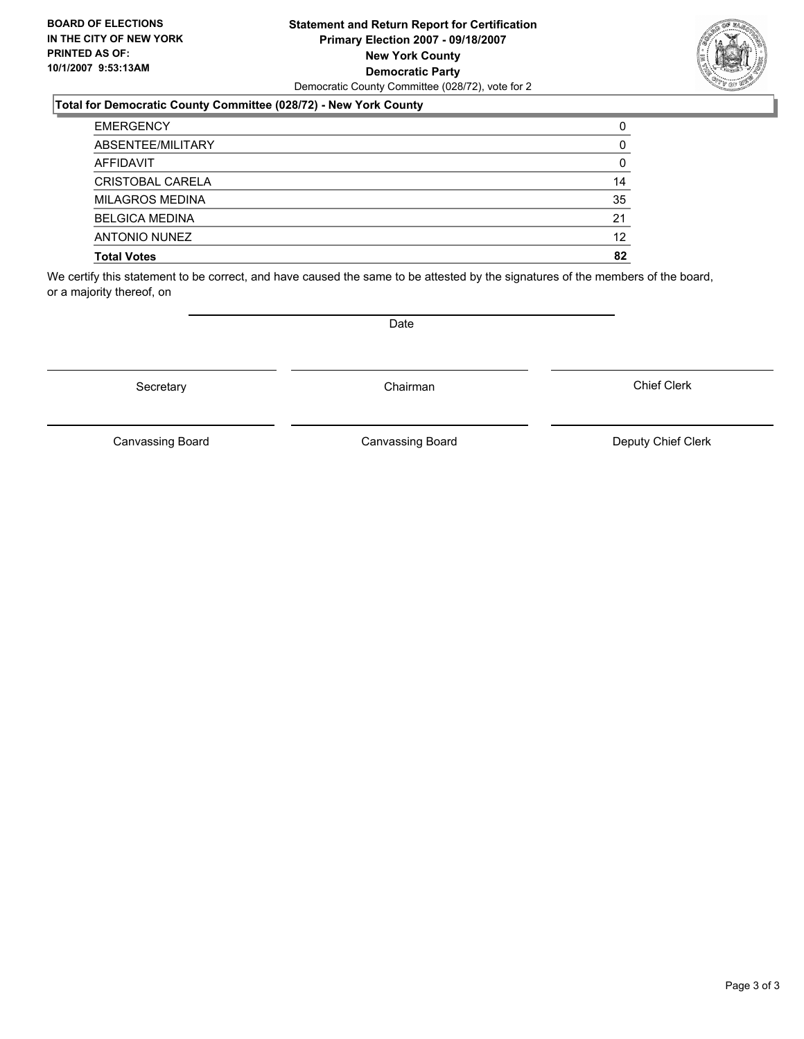**BOARD OF ELECTIONS IN THE CITY OF NEW YORK PRINTED AS OF: 10/1/2007 9:53:13AM**

**Statement and Return Report for Certification**
**Primary Election 2007 - 09/18/2007**
**New York County**
**Democratic Party**
Democratic County Committee (028/72), vote for 2

### Total for Democratic County Committee (028/72) - New York County

| | |
|---|---|
| EMERGENCY | 0 |
| ABSENTEE/MILITARY | 0 |
| AFFIDAVIT | 0 |
| CRISTOBAL CARELA | 14 |
| MILAGROS MEDINA | 35 |
| BELGICA MEDINA | 21 |
| ANTONIO NUNEZ | 12 |
| **Total Votes** | **82** |

We certify this statement to be correct, and have caused the same to be attested by the signatures of the members of the board, or a majority thereof, on

Date

Secretary

Chairman

Chief Clerk

Canvassing Board

Canvassing Board

Deputy Chief Clerk